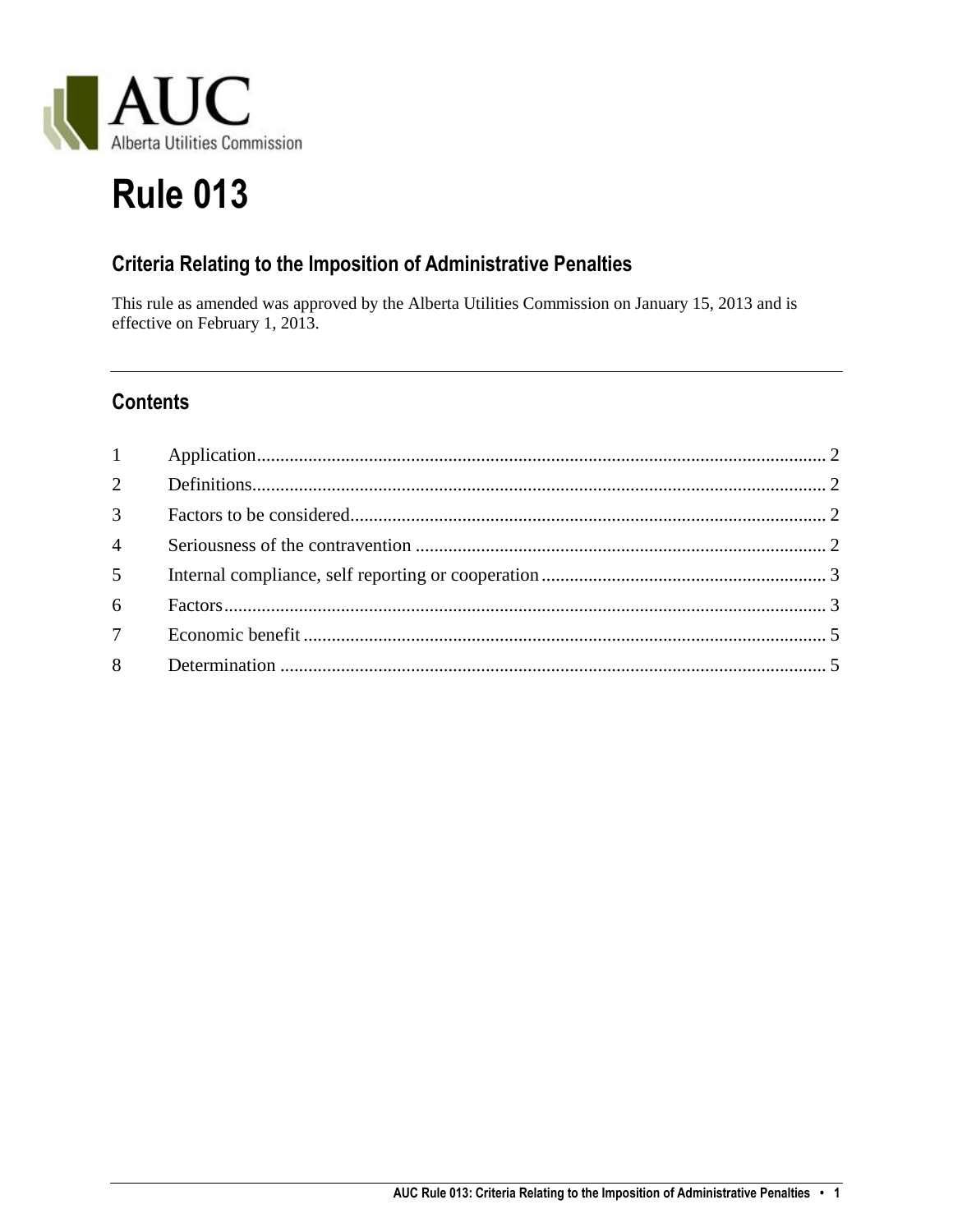AUC

Alberta Utilities Commission

# Rule 013

## Criteria Relating to the Imposition of Administrative Penalties

This rule as amended was approved by the Alberta Utilities Commission on January 15, 2013 and is effective on February 1, 2013.

---

## Contents

| | | |
|---|---|---|
| 1 | Application | 2 |
| 2 | Definitions | 2 |
| 3 | Factors to be considered | 2 |
| 4 | Seriousness of the contravention | 2 |
| 5 | Internal compliance, self reporting or cooperation | 3 |
| 6 | Factors | 3 |
| 7 | Economic benefit | 5 |
| 8 | Determination | 5 |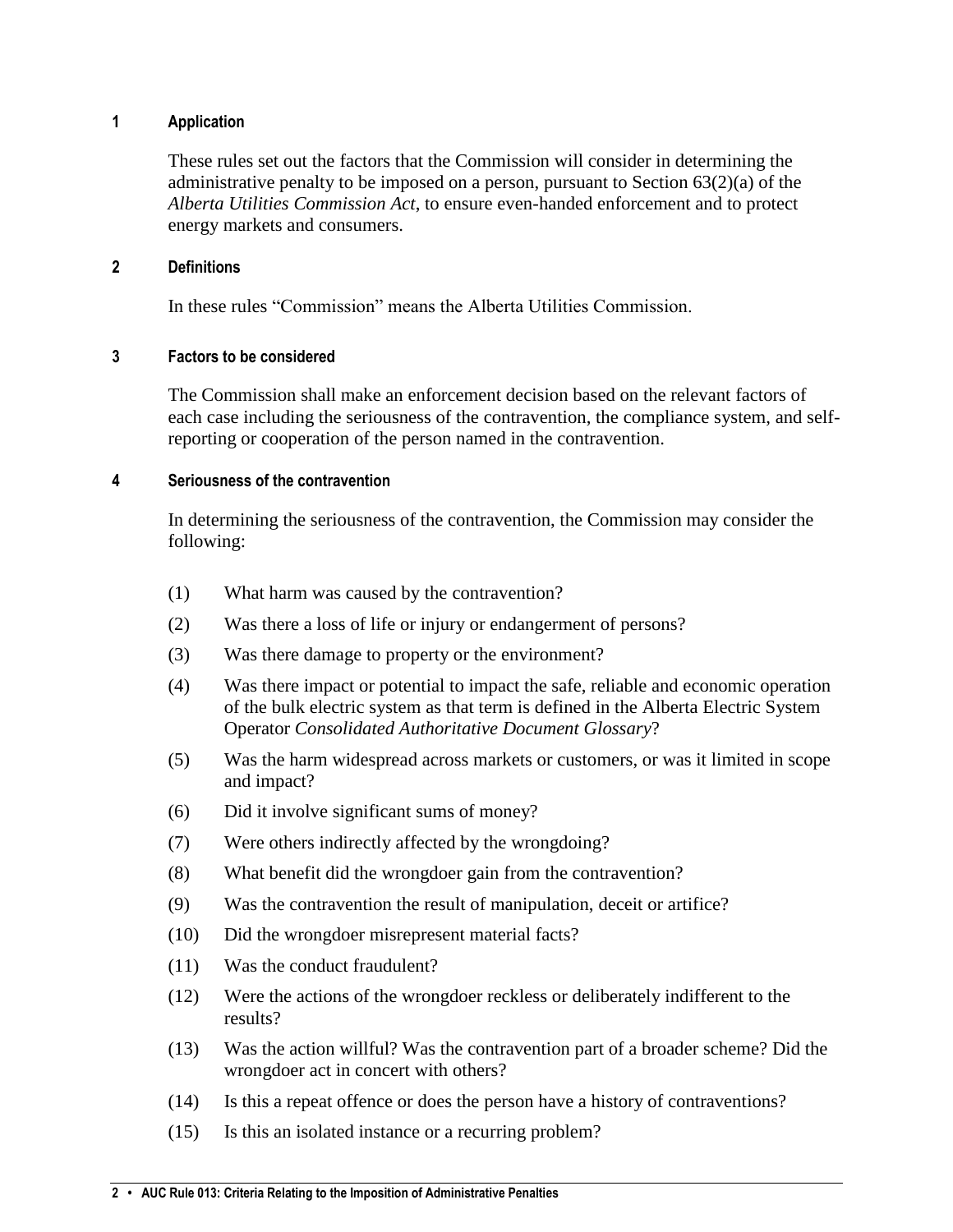## 1 Application

These rules set out the factors that the Commission will consider in determining the administrative penalty to be imposed on a person, pursuant to Section 63(2)(a) of the *Alberta Utilities Commission Act*, to ensure even-handed enforcement and to protect energy markets and consumers.

## 2 Definitions

In these rules "Commission" means the Alberta Utilities Commission.

## 3 Factors to be considered

The Commission shall make an enforcement decision based on the relevant factors of each case including the seriousness of the contravention, the compliance system, and self-reporting or cooperation of the person named in the contravention.

## 4 Seriousness of the contravention

In determining the seriousness of the contravention, the Commission may consider the following:

(1) What harm was caused by the contravention?

(2) Was there a loss of life or injury or endangerment of persons?

(3) Was there damage to property or the environment?

(4) Was there impact or potential to impact the safe, reliable and economic operation of the bulk electric system as that term is defined in the Alberta Electric System Operator *Consolidated Authoritative Document Glossary*?

(5) Was the harm widespread across markets or customers, or was it limited in scope and impact?

(6) Did it involve significant sums of money?

(7) Were others indirectly affected by the wrongdoing?

(8) What benefit did the wrongdoer gain from the contravention?

(9) Was the contravention the result of manipulation, deceit or artifice?

(10) Did the wrongdoer misrepresent material facts?

(11) Was the conduct fraudulent?

(12) Were the actions of the wrongdoer reckless or deliberately indifferent to the results?

(13) Was the action willful? Was the contravention part of a broader scheme? Did the wrongdoer act in concert with others?

(14) Is this a repeat offence or does the person have a history of contraventions?

(15) Is this an isolated instance or a recurring problem?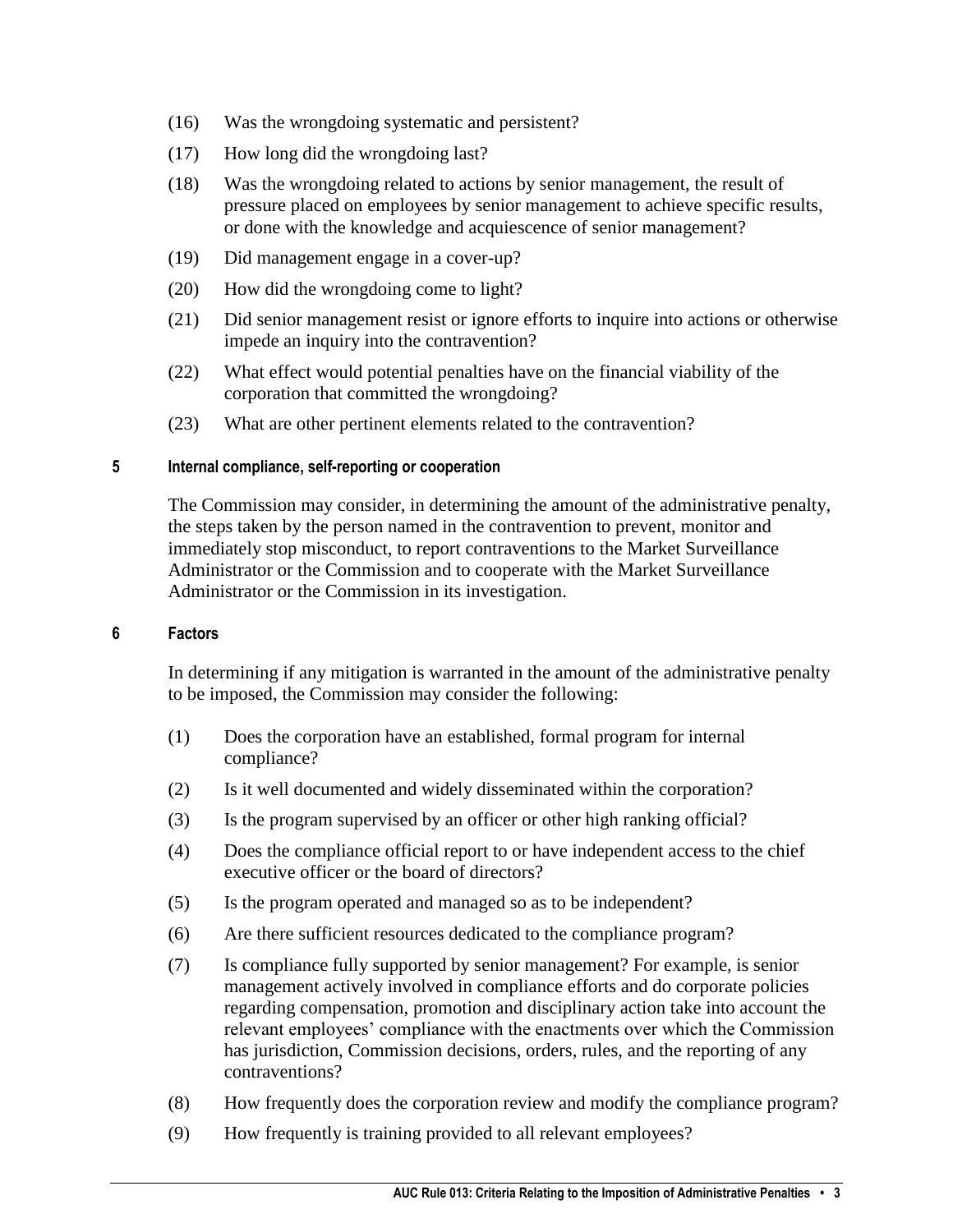(16) Was the wrongdoing systematic and persistent?

(17) How long did the wrongdoing last?

(18) Was the wrongdoing related to actions by senior management, the result of pressure placed on employees by senior management to achieve specific results, or done with the knowledge and acquiescence of senior management?

(19) Did management engage in a cover-up?

(20) How did the wrongdoing come to light?

(21) Did senior management resist or ignore efforts to inquire into actions or otherwise impede an inquiry into the contravention?

(22) What effect would potential penalties have on the financial viability of the corporation that committed the wrongdoing?

(23) What are other pertinent elements related to the contravention?

## 5 Internal compliance, self-reporting or cooperation

The Commission may consider, in determining the amount of the administrative penalty, the steps taken by the person named in the contravention to prevent, monitor and immediately stop misconduct, to report contraventions to the Market Surveillance Administrator or the Commission and to cooperate with the Market Surveillance Administrator or the Commission in its investigation.

## 6 Factors

In determining if any mitigation is warranted in the amount of the administrative penalty to be imposed, the Commission may consider the following:

(1) Does the corporation have an established, formal program for internal compliance?

(2) Is it well documented and widely disseminated within the corporation?

(3) Is the program supervised by an officer or other high ranking official?

(4) Does the compliance official report to or have independent access to the chief executive officer or the board of directors?

(5) Is the program operated and managed so as to be independent?

(6) Are there sufficient resources dedicated to the compliance program?

(7) Is compliance fully supported by senior management? For example, is senior management actively involved in compliance efforts and do corporate policies regarding compensation, promotion and disciplinary action take into account the relevant employees' compliance with the enactments over which the Commission has jurisdiction, Commission decisions, orders, rules, and the reporting of any contraventions?

(8) How frequently does the corporation review and modify the compliance program?

(9) How frequently is training provided to all relevant employees?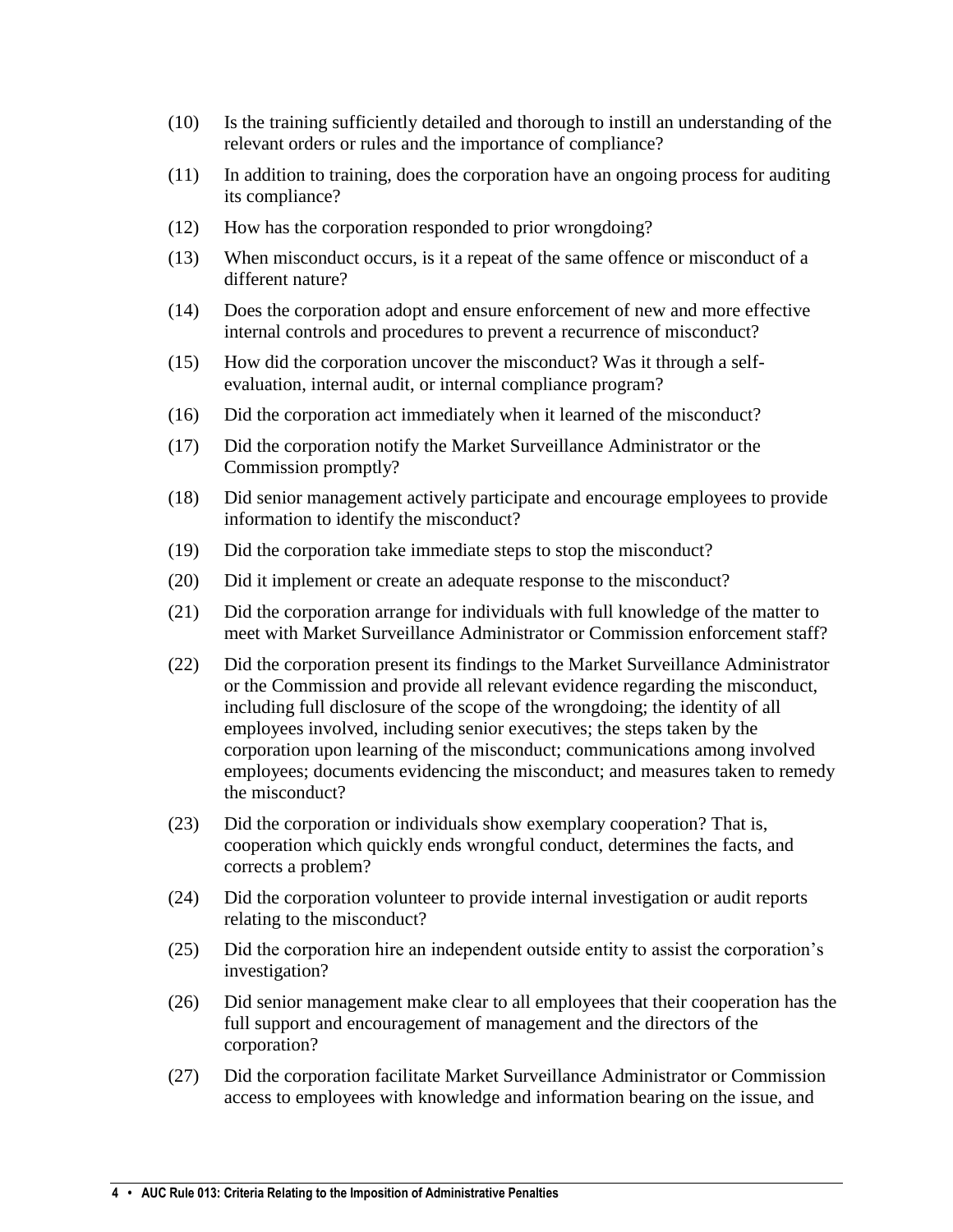(10) Is the training sufficiently detailed and thorough to instill an understanding of the relevant orders or rules and the importance of compliance?

(11) In addition to training, does the corporation have an ongoing process for auditing its compliance?

(12) How has the corporation responded to prior wrongdoing?

(13) When misconduct occurs, is it a repeat of the same offence or misconduct of a different nature?

(14) Does the corporation adopt and ensure enforcement of new and more effective internal controls and procedures to prevent a recurrence of misconduct?

(15) How did the corporation uncover the misconduct? Was it through a self-evaluation, internal audit, or internal compliance program?

(16) Did the corporation act immediately when it learned of the misconduct?

(17) Did the corporation notify the Market Surveillance Administrator or the Commission promptly?

(18) Did senior management actively participate and encourage employees to provide information to identify the misconduct?

(19) Did the corporation take immediate steps to stop the misconduct?

(20) Did it implement or create an adequate response to the misconduct?

(21) Did the corporation arrange for individuals with full knowledge of the matter to meet with Market Surveillance Administrator or Commission enforcement staff?

(22) Did the corporation present its findings to the Market Surveillance Administrator or the Commission and provide all relevant evidence regarding the misconduct, including full disclosure of the scope of the wrongdoing; the identity of all employees involved, including senior executives; the steps taken by the corporation upon learning of the misconduct; communications among involved employees; documents evidencing the misconduct; and measures taken to remedy the misconduct?

(23) Did the corporation or individuals show exemplary cooperation? That is, cooperation which quickly ends wrongful conduct, determines the facts, and corrects a problem?

(24) Did the corporation volunteer to provide internal investigation or audit reports relating to the misconduct?

(25) Did the corporation hire an independent outside entity to assist the corporation's investigation?

(26) Did senior management make clear to all employees that their cooperation has the full support and encouragement of management and the directors of the corporation?

(27) Did the corporation facilitate Market Surveillance Administrator or Commission access to employees with knowledge and information bearing on the issue, and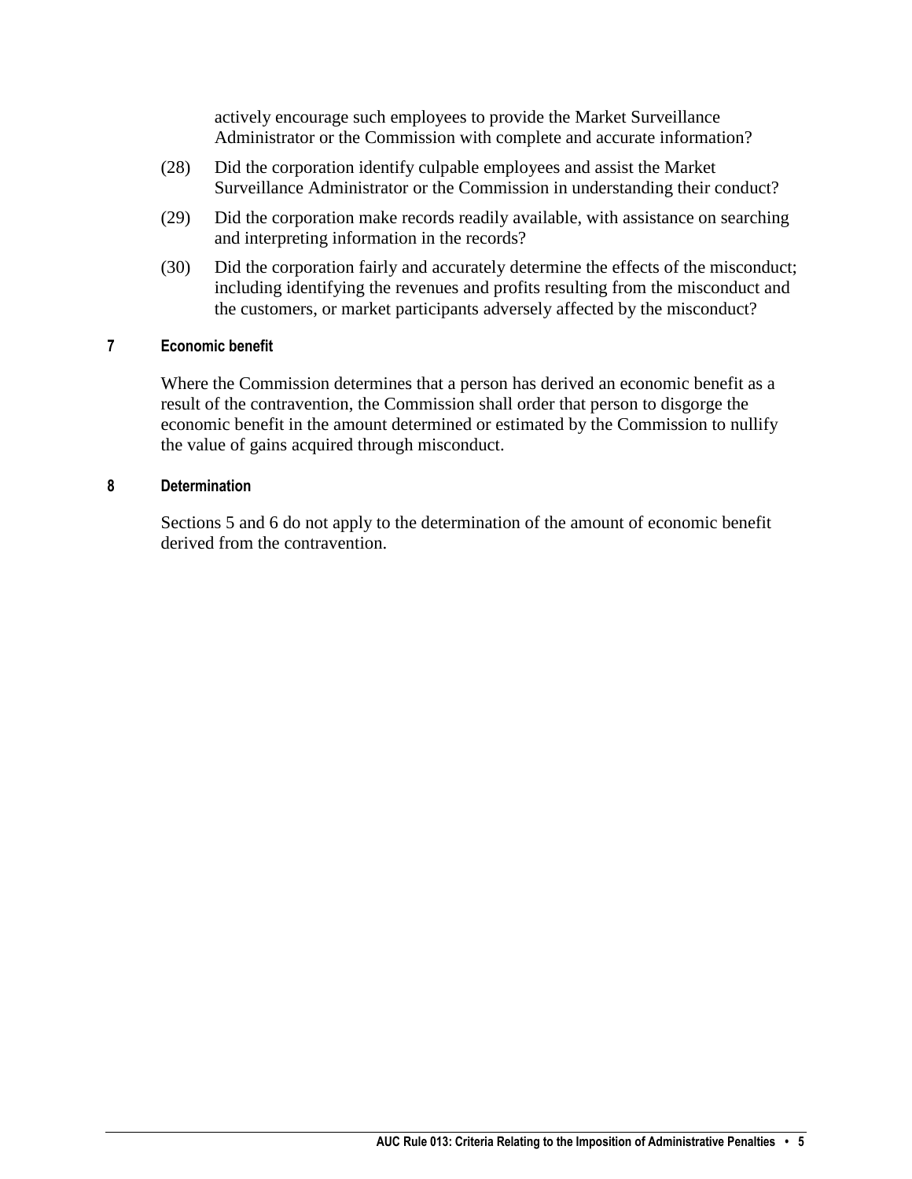actively encourage such employees to provide the Market Surveillance Administrator or the Commission with complete and accurate information?

(28) Did the corporation identify culpable employees and assist the Market Surveillance Administrator or the Commission in understanding their conduct?

(29) Did the corporation make records readily available, with assistance on searching and interpreting information in the records?

(30) Did the corporation fairly and accurately determine the effects of the misconduct; including identifying the revenues and profits resulting from the misconduct and the customers, or market participants adversely affected by the misconduct?

## 7 Economic benefit

Where the Commission determines that a person has derived an economic benefit as a result of the contravention, the Commission shall order that person to disgorge the economic benefit in the amount determined or estimated by the Commission to nullify the value of gains acquired through misconduct.

## 8 Determination

Sections 5 and 6 do not apply to the determination of the amount of economic benefit derived from the contravention.